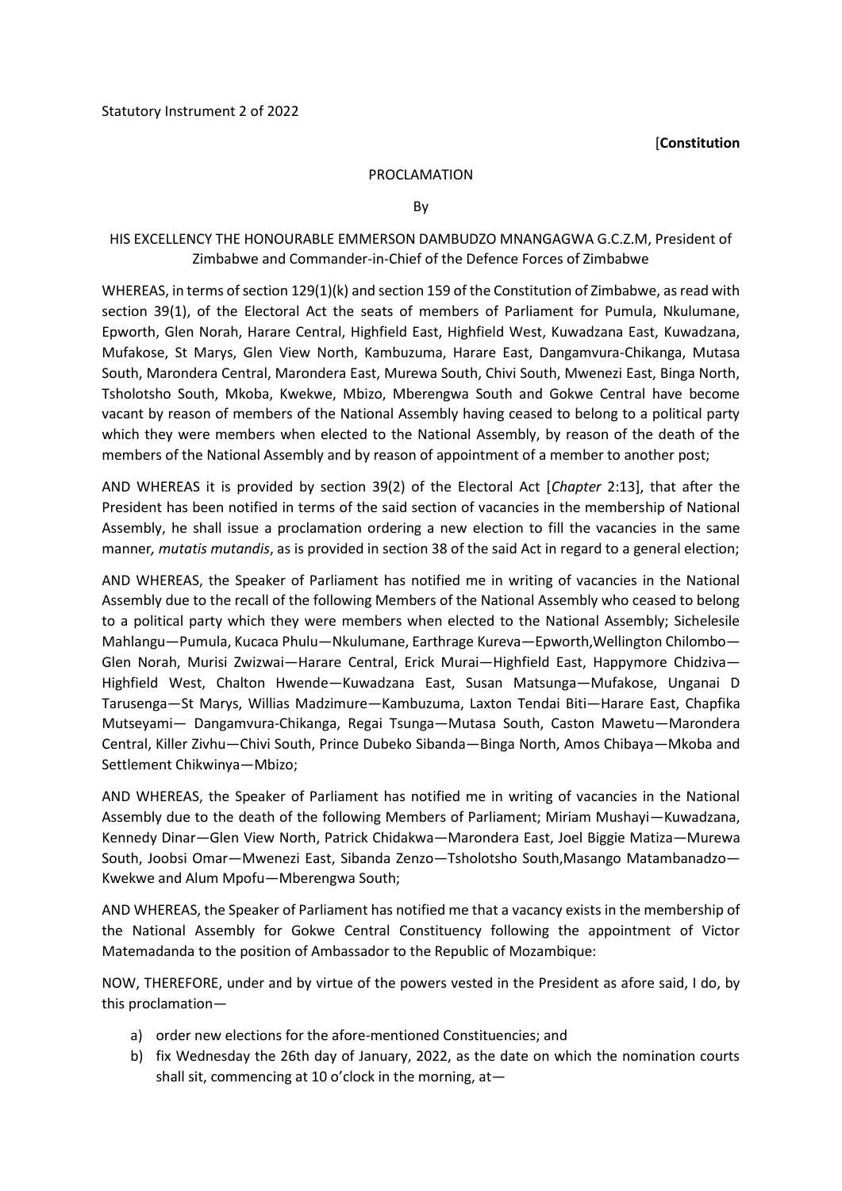Statutory Instrument 2 of 2022

[**Constitution**

PROCLAMATION

By

HIS EXCELLENCY THE HONOURABLE EMMERSON DAMBUDZO MNANGAGWA G.C.Z.M, President of Zimbabwe and Commander-in-Chief of the Defence Forces of Zimbabwe

WHEREAS, in terms of section 129(1)(k) and section 159 of the Constitution of Zimbabwe, as read with section 39(1), of the Electoral Act the seats of members of Parliament for Pumula, Nkulumane, Epworth, Glen Norah, Harare Central, Highfield East, Highfield West, Kuwadzana East, Kuwadzana, Mufakose, St Marys, Glen View North, Kambuzuma, Harare East, Dangamvura-Chikanga, Mutasa South, Marondera Central, Marondera East, Murewa South, Chivi South, Mwenezi East, Binga North, Tsholotsho South, Mkoba, Kwekwe, Mbizo, Mberengwa South and Gokwe Central have become vacant by reason of members of the National Assembly having ceased to belong to a political party which they were members when elected to the National Assembly, by reason of the death of the members of the National Assembly and by reason of appointment of a member to another post;

AND WHEREAS it is provided by section 39(2) of the Electoral Act [*Chapter* 2:13], that after the President has been notified in terms of the said section of vacancies in the membership of National Assembly, he shall issue a proclamation ordering a new election to fill the vacancies in the same manner*, mutatis mutandis*, as is provided in section 38 of the said Act in regard to a general election;

AND WHEREAS, the Speaker of Parliament has notified me in writing of vacancies in the National Assembly due to the recall of the following Members of the National Assembly who ceased to belong to a political party which they were members when elected to the National Assembly; Sichelesile Mahlangu—Pumula, Kucaca Phulu—Nkulumane, Earthrage Kureva—Epworth,Wellington Chilombo—Glen Norah, Murisi Zwizwai—Harare Central, Erick Murai—Highfield East, Happymore Chidziva—Highfield West, Chalton Hwende—Kuwadzana East, Susan Matsunga—Mufakose, Unganai D Tarusenga—St Marys, Willias Madzimure—Kambuzuma, Laxton Tendai Biti—Harare East, Chapfika Mutseyami— Dangamvura-Chikanga, Regai Tsunga—Mutasa South, Caston Mawetu—Marondera Central, Killer Zivhu—Chivi South, Prince Dubeko Sibanda—Binga North, Amos Chibaya—Mkoba and Settlement Chikwinya—Mbizo;

AND WHEREAS, the Speaker of Parliament has notified me in writing of vacancies in the National Assembly due to the death of the following Members of Parliament; Miriam Mushayi—Kuwadzana, Kennedy Dinar—Glen View North, Patrick Chidakwa—Marondera East, Joel Biggie Matiza—Murewa South, Joobsi Omar—Mwenezi East, Sibanda Zenzo—Tsholotsho South,Masango Matambanadzo—Kwekwe and Alum Mpofu—Mberengwa South;

AND WHEREAS, the Speaker of Parliament has notified me that a vacancy exists in the membership of the National Assembly for Gokwe Central Constituency following the appointment of Victor Matemadanda to the position of Ambassador to the Republic of Mozambique:

NOW, THEREFORE, under and by virtue of the powers vested in the President as afore said, I do, by this proclamation—

a) order new elections for the afore-mentioned Constituencies; and
b) fix Wednesday the 26th day of January, 2022, as the date on which the nomination courts shall sit, commencing at 10 o'clock in the morning, at—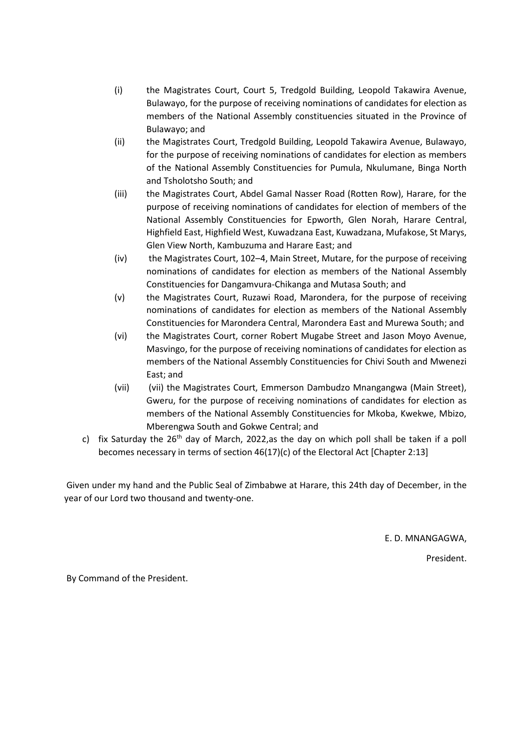(i) the Magistrates Court, Court 5, Tredgold Building, Leopold Takawira Avenue, Bulawayo, for the purpose of receiving nominations of candidates for election as members of the National Assembly constituencies situated in the Province of Bulawayo; and

(ii) the Magistrates Court, Tredgold Building, Leopold Takawira Avenue, Bulawayo, for the purpose of receiving nominations of candidates for election as members of the National Assembly Constituencies for Pumula, Nkulumane, Binga North and Tsholotsho South; and

(iii) the Magistrates Court, Abdel Gamal Nasser Road (Rotten Row), Harare, for the purpose of receiving nominations of candidates for election of members of the National Assembly Constituencies for Epworth, Glen Norah, Harare Central, Highfield East, Highfield West, Kuwadzana East, Kuwadzana, Mufakose, St Marys, Glen View North, Kambuzuma and Harare East; and

(iv) the Magistrates Court, 102–4, Main Street, Mutare, for the purpose of receiving nominations of candidates for election as members of the National Assembly Constituencies for Dangamvura-Chikanga and Mutasa South; and

(v) the Magistrates Court, Ruzawi Road, Marondera, for the purpose of receiving nominations of candidates for election as members of the National Assembly Constituencies for Marondera Central, Marondera East and Murewa South; and

(vi) the Magistrates Court, corner Robert Mugabe Street and Jason Moyo Avenue, Masvingo, for the purpose of receiving nominations of candidates for election as members of the National Assembly Constituencies for Chivi South and Mwenezi East; and

(vii) (vii) the Magistrates Court, Emmerson Dambudzo Mnangangwa (Main Street), Gweru, for the purpose of receiving nominations of candidates for election as members of the National Assembly Constituencies for Mkoba, Kwekwe, Mbizo, Mberengwa South and Gokwe Central; and

c) fix Saturday the 26th day of March, 2022,as the day on which poll shall be taken if a poll becomes necessary in terms of section 46(17)(c) of the Electoral Act [Chapter 2:13]

Given under my hand and the Public Seal of Zimbabwe at Harare, this 24th day of December, in the year of our Lord two thousand and twenty-one.

E. D. MNANGAGWA,

President.

By Command of the President.